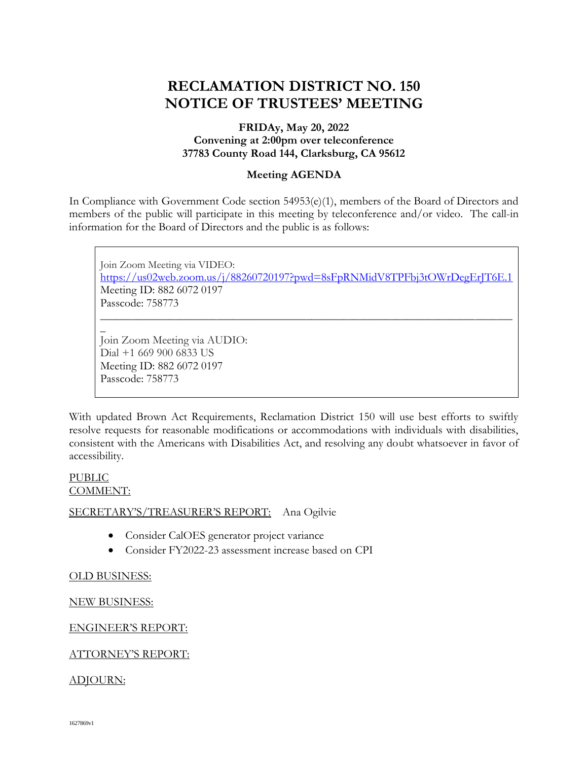# RECLAMATION DISTRICT NO. 150
# NOTICE OF TRUSTEES' MEETING

**FRIDAy, May 20, 2022**
**Convening at 2:00pm over teleconference**
**37783 County Road 144, Clarksburg, CA 95612**

**Meeting AGENDA**

In Compliance with Government Code section 54953(e)(1), members of the Board of Directors and members of the public will participate in this meeting by teleconference and/or video. The call-in information for the Board of Directors and the public is as follows:

> Join Zoom Meeting via VIDEO:
> https://us02web.zoom.us/j/88260720197?pwd=8sFpRNMidV8TPFbj3tOWrDegErJT6E.1
> Meeting ID: 882 6072 0197
> Passcode: 758773
>
> ---
>
> Join Zoom Meeting via AUDIO:
> Dial +1 669 900 6833 US
> Meeting ID: 882 6072 0197
> Passcode: 758773

With updated Brown Act Requirements, Reclamation District 150 will use best efforts to swiftly resolve requests for reasonable modifications or accommodations with individuals with disabilities, consistent with the Americans with Disabilities Act, and resolving any doubt whatsoever in favor of accessibility.

<u>PUBLIC COMMENT:</u>

<u>SECRETARY'S/TREASURER'S REPORT:</u> Ana Ogilvie

- Consider CalOES generator project variance
- Consider FY2022-23 assessment increase based on CPI

<u>OLD BUSINESS:</u>

<u>NEW BUSINESS:</u>

<u>ENGINEER'S REPORT:</u>

<u>ATTORNEY'S REPORT:</u>

<u>ADJOURN:</u>

1627869v1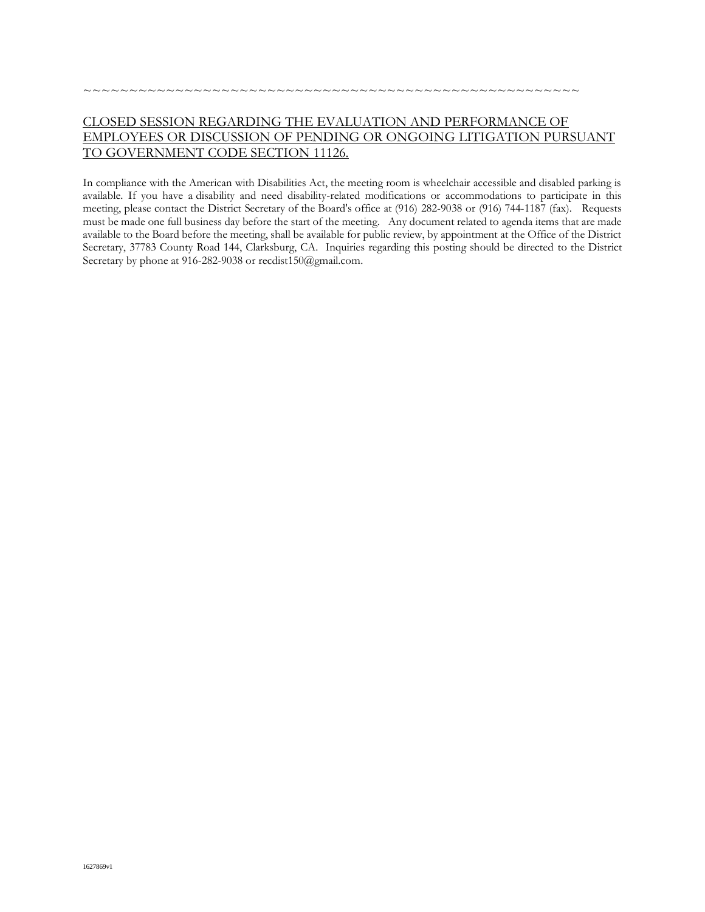~~~~~~~~~~~~~~~~~~~~~~~~~~~~~~~~~~~~~~~~~~~~~~~~~~~~~~~~

<u>CLOSED SESSION REGARDING THE EVALUATION AND PERFORMANCE OF EMPLOYEES OR DISCUSSION OF PENDING OR ONGOING LITIGATION PURSUANT TO GOVERNMENT CODE SECTION 11126.</u>

In compliance with the American with Disabilities Act, the meeting room is wheelchair accessible and disabled parking is available. If you have a disability and need disability-related modifications or accommodations to participate in this meeting, please contact the District Secretary of the Board's office at (916) 282-9038 or (916) 744-1187 (fax). Requests must be made one full business day before the start of the meeting. Any document related to agenda items that are made available to the Board before the meeting, shall be available for public review, by appointment at the Office of the District Secretary, 37783 County Road 144, Clarksburg, CA. Inquiries regarding this posting should be directed to the District Secretary by phone at 916-282-9038 or recdist150@gmail.com.

1627869v1